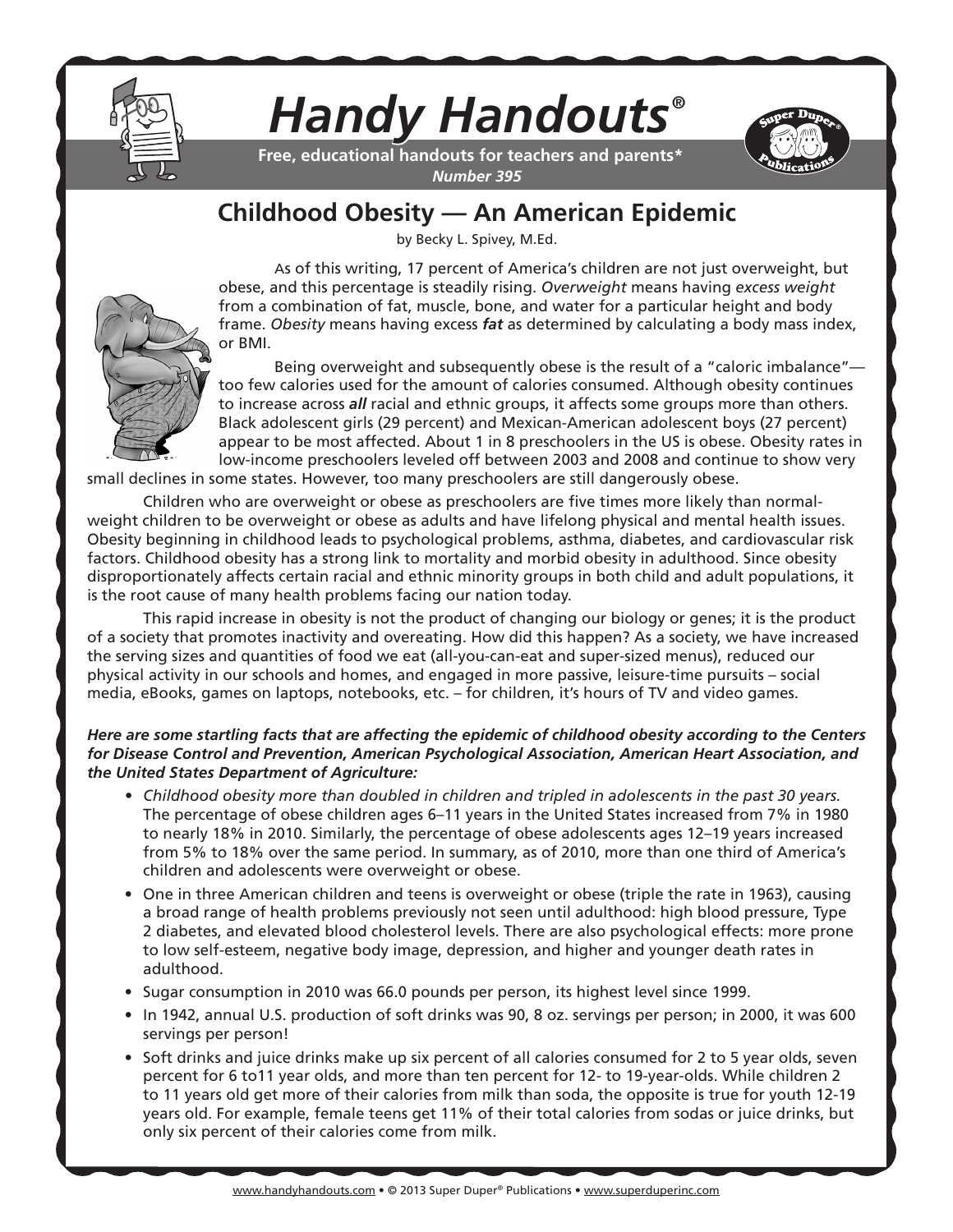# Handy Handouts®

**Free, educational handouts for teachers and parents***
*Number 395*

## Childhood Obesity — An American Epidemic

by Becky L. Spivey, M.Ed.

As of this writing, 17 percent of America's children are not just overweight, but obese, and this percentage is steadily rising. *Overweight* means having *excess weight* from a combination of fat, muscle, bone, and water for a particular height and body frame. *Obesity* means having excess ***fat*** as determined by calculating a body mass index, or BMI.

Being overweight and subsequently obese is the result of a "caloric imbalance"—too few calories used for the amount of calories consumed. Although obesity continues to increase across ***all*** racial and ethnic groups, it affects some groups more than others. Black adolescent girls (29 percent) and Mexican-American adolescent boys (27 percent) appear to be most affected. About 1 in 8 preschoolers in the US is obese. Obesity rates in low-income preschoolers leveled off between 2003 and 2008 and continue to show very small declines in some states. However, too many preschoolers are still dangerously obese.

Children who are overweight or obese as preschoolers are five times more likely than normal-weight children to be overweight or obese as adults and have lifelong physical and mental health issues. Obesity beginning in childhood leads to psychological problems, asthma, diabetes, and cardiovascular risk factors. Childhood obesity has a strong link to mortality and morbid obesity in adulthood. Since obesity disproportionately affects certain racial and ethnic minority groups in both child and adult populations, it is the root cause of many health problems facing our nation today.

This rapid increase in obesity is not the product of changing our biology or genes; it is the product of a society that promotes inactivity and overeating. How did this happen? As a society, we have increased the serving sizes and quantities of food we eat (all-you-can-eat and super-sized menus), reduced our physical activity in our schools and homes, and engaged in more passive, leisure-time pursuits – social media, eBooks, games on laptops, notebooks, etc. – for children, it's hours of TV and video games.

***Here are some startling facts that are affecting the epidemic of childhood obesity according to the Centers for Disease Control and Prevention, American Psychological Association, American Heart Association, and the United States Department of Agriculture:***

- *Childhood obesity more than doubled in children and tripled in adolescents in the past 30 years.* The percentage of obese children ages 6–11 years in the United States increased from 7% in 1980 to nearly 18% in 2010. Similarly, the percentage of obese adolescents ages 12–19 years increased from 5% to 18% over the same period. In summary, as of 2010, more than one third of America's children and adolescents were overweight or obese.
- One in three American children and teens is overweight or obese (triple the rate in 1963), causing a broad range of health problems previously not seen until adulthood: high blood pressure, Type 2 diabetes, and elevated blood cholesterol levels. There are also psychological effects: more prone to low self-esteem, negative body image, depression, and higher and younger death rates in adulthood.
- Sugar consumption in 2010 was 66.0 pounds per person, its highest level since 1999.
- In 1942, annual U.S. production of soft drinks was 90, 8 oz. servings per person; in 2000, it was 600 servings per person!
- Soft drinks and juice drinks make up six percent of all calories consumed for 2 to 5 year olds, seven percent for 6 to11 year olds, and more than ten percent for 12- to 19-year-olds. While children 2 to 11 years old get more of their calories from milk than soda, the opposite is true for youth 12-19 years old. For example, female teens get 11% of their total calories from sodas or juice drinks, but only six percent of their calories come from milk.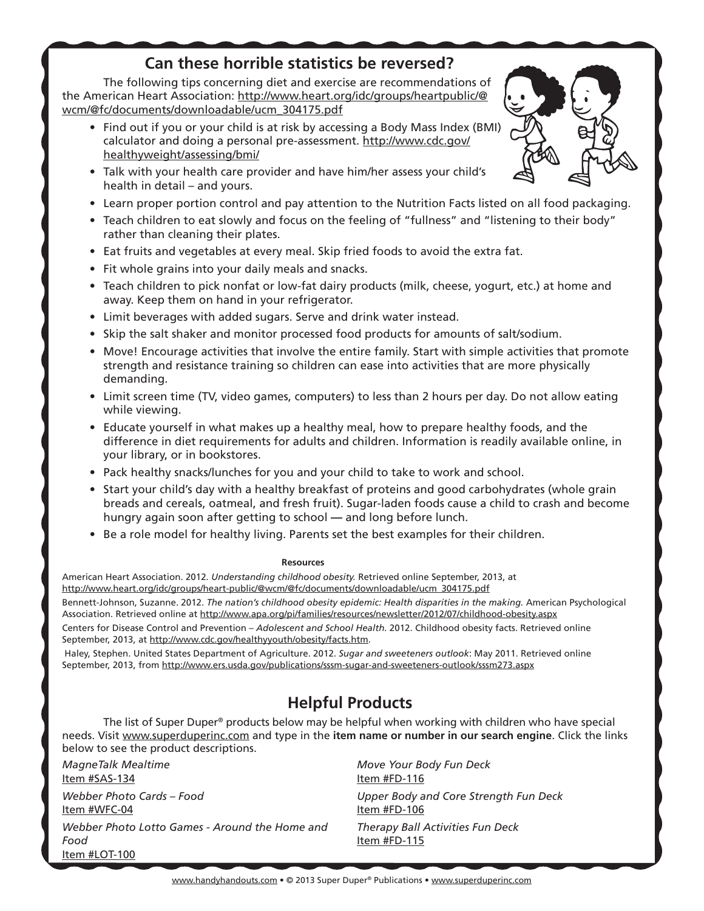## Can these horrible statistics be reversed?

The following tips concerning diet and exercise are recommendations of the American Heart Association: http://www.heart.org/idc/groups/heartpublic/@wcm/@fc/documents/downloadable/ucm_304175.pdf

- Find out if you or your child is at risk by accessing a Body Mass Index (BMI) calculator and doing a personal pre-assessment. http://www.cdc.gov/healthyweight/assessing/bmi/
- Talk with your health care provider and have him/her assess your child's health in detail – and yours.
- Learn proper portion control and pay attention to the Nutrition Facts listed on all food packaging.
- Teach children to eat slowly and focus on the feeling of "fullness" and "listening to their body" rather than cleaning their plates.
- Eat fruits and vegetables at every meal. Skip fried foods to avoid the extra fat.
- Fit whole grains into your daily meals and snacks.
- Teach children to pick nonfat or low-fat dairy products (milk, cheese, yogurt, etc.) at home and away. Keep them on hand in your refrigerator.
- Limit beverages with added sugars. Serve and drink water instead.
- Skip the salt shaker and monitor processed food products for amounts of salt/sodium.
- Move! Encourage activities that involve the entire family. Start with simple activities that promote strength and resistance training so children can ease into activities that are more physically demanding.
- Limit screen time (TV, video games, computers) to less than 2 hours per day. Do not allow eating while viewing.
- Educate yourself in what makes up a healthy meal, how to prepare healthy foods, and the difference in diet requirements for adults and children. Information is readily available online, in your library, or in bookstores.
- Pack healthy snacks/lunches for you and your child to take to work and school.
- Start your child's day with a healthy breakfast of proteins and good carbohydrates (whole grain breads and cereals, oatmeal, and fresh fruit). Sugar-laden foods cause a child to crash and become hungry again soon after getting to school — and long before lunch.
- Be a role model for healthy living. Parents set the best examples for their children.

**Resources**

American Heart Association. 2012. *Understanding childhood obesity.* Retrieved online September, 2013, at http://www.heart.org/idc/groups/heart-public/@wcm/@fc/documents/downloadable/ucm_304175.pdf

Bennett-Johnson, Suzanne. 2012. *The nation's childhood obesity epidemic: Health disparities in the making.* American Psychological Association. Retrieved online at http://www.apa.org/pi/families/resources/newsletter/2012/07/childhood-obesity.aspx

Centers for Disease Control and Prevention – *Adolescent and School Health.* 2012. Childhood obesity facts. Retrieved online September, 2013, at http://www.cdc.gov/healthyyouth/obesity/facts.htm.

Haley, Stephen. United States Department of Agriculture. 2012. *Sugar and sweeteners outlook*: May 2011. Retrieved online September, 2013, from http://www.ers.usda.gov/publications/sssm-sugar-and-sweeteners-outlook/sssm273.aspx

## Helpful Products

The list of Super Duper® products below may be helpful when working with children who have special needs. Visit www.superduperinc.com and type in the **item name or number in our search engine**. Click the links below to see the product descriptions.

*MagneTalk Mealtime*
Item #SAS-134

*Webber Photo Cards – Food*
Item #WFC-04

*Webber Photo Lotto Games - Around the Home and Food*
Item #LOT-100

*Move Your Body Fun Deck*
Item #FD-116

*Upper Body and Core Strength Fun Deck*
Item #FD-106

*Therapy Ball Activities Fun Deck*
Item #FD-115